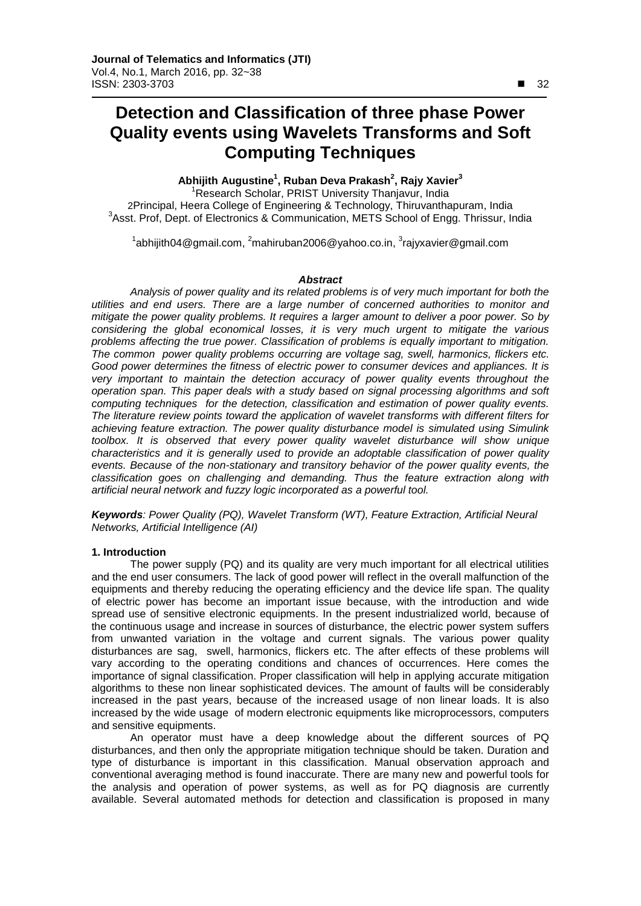# Detection and Classification of three phase Power Quality events using Wavelets Transforms and Soft Computing Techniques

**Abhijith Augustine[1], Ruban Deva Prakash[2], Rajy Xavier[3]**

[1]Research Scholar, PRIST University Thanjavur, India
2Principal, Heera College of Engineering & Technology, Thiruvanthapuram, India
[3]Asst. Prof, Dept. of Electronics & Communication, METS School of Engg. Thrissur, India

[1]abhijith04@gmail.com, [2]mahiruban2006@yahoo.co.in, [3]rajyxavier@gmail.com

***Abstract***

*Analysis of power quality and its related problems is of very much important for both the utilities and end users. There are a large number of concerned authorities to monitor and mitigate the power quality problems. It requires a larger amount to deliver a poor power. So by considering the global economical losses, it is very much urgent to mitigate the various problems affecting the true power. Classification of problems is equally important to mitigation. The common power quality problems occurring are voltage sag, swell, harmonics, flickers etc. Good power determines the fitness of electric power to consumer devices and appliances. It is very important to maintain the detection accuracy of power quality events throughout the operation span. This paper deals with a study based on signal processing algorithms and soft computing techniques for the detection, classification and estimation of power quality events. The literature review points toward the application of wavelet transforms with different filters for achieving feature extraction. The power quality disturbance model is simulated using Simulink toolbox. It is observed that every power quality wavelet disturbance will show unique characteristics and it is generally used to provide an adoptable classification of power quality events. Because of the non-stationary and transitory behavior of the power quality events, the classification goes on challenging and demanding. Thus the feature extraction along with artificial neural network and fuzzy logic incorporated as a powerful tool.*

***Keywords****: Power Quality (PQ), Wavelet Transform (WT), Feature Extraction, Artificial Neural Networks, Artificial Intelligence (AI)*

## 1. Introduction

The power supply (PQ) and its quality are very much important for all electrical utilities and the end user consumers. The lack of good power will reflect in the overall malfunction of the equipments and thereby reducing the operating efficiency and the device life span. The quality of electric power has become an important issue because, with the introduction and wide spread use of sensitive electronic equipments. In the present industrialized world, because of the continuous usage and increase in sources of disturbance, the electric power system suffers from unwanted variation in the voltage and current signals. The various power quality disturbances are sag, swell, harmonics, flickers etc. The after effects of these problems will vary according to the operating conditions and chances of occurrences. Here comes the importance of signal classification. Proper classification will help in applying accurate mitigation algorithms to these non linear sophisticated devices. The amount of faults will be considerably increased in the past years, because of the increased usage of non linear loads. It is also increased by the wide usage of modern electronic equipments like microprocessors, computers and sensitive equipments.

An operator must have a deep knowledge about the different sources of PQ disturbances, and then only the appropriate mitigation technique should be taken. Duration and type of disturbance is important in this classification. Manual observation approach and conventional averaging method is found inaccurate. There are many new and powerful tools for the analysis and operation of power systems, as well as for PQ diagnosis are currently available. Several automated methods for detection and classification is proposed in many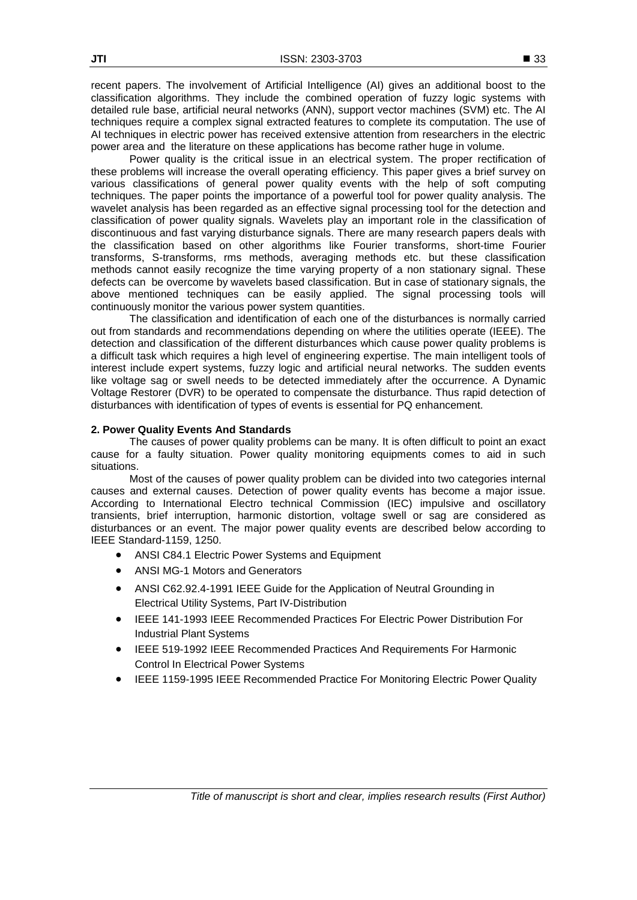recent papers. The involvement of Artificial Intelligence (AI) gives an additional boost to the classification algorithms. They include the combined operation of fuzzy logic systems with detailed rule base, artificial neural networks (ANN), support vector machines (SVM) etc. The AI techniques require a complex signal extracted features to complete its computation. The use of AI techniques in electric power has received extensive attention from researchers in the electric power area and the literature on these applications has become rather huge in volume.

Power quality is the critical issue in an electrical system. The proper rectification of these problems will increase the overall operating efficiency. This paper gives a brief survey on various classifications of general power quality events with the help of soft computing techniques. The paper points the importance of a powerful tool for power quality analysis. The wavelet analysis has been regarded as an effective signal processing tool for the detection and classification of power quality signals. Wavelets play an important role in the classification of discontinuous and fast varying disturbance signals. There are many research papers deals with the classification based on other algorithms like Fourier transforms, short-time Fourier transforms, S-transforms, rms methods, averaging methods etc. but these classification methods cannot easily recognize the time varying property of a non stationary signal. These defects can be overcome by wavelets based classification. But in case of stationary signals, the above mentioned techniques can be easily applied. The signal processing tools will continuously monitor the various power system quantities.

The classification and identification of each one of the disturbances is normally carried out from standards and recommendations depending on where the utilities operate (IEEE). The detection and classification of the different disturbances which cause power quality problems is a difficult task which requires a high level of engineering expertise. The main intelligent tools of interest include expert systems, fuzzy logic and artificial neural networks. The sudden events like voltage sag or swell needs to be detected immediately after the occurrence. A Dynamic Voltage Restorer (DVR) to be operated to compensate the disturbance. Thus rapid detection of disturbances with identification of types of events is essential for PQ enhancement.

## 2. Power Quality Events And Standards

The causes of power quality problems can be many. It is often difficult to point an exact cause for a faulty situation. Power quality monitoring equipments comes to aid in such situations.

Most of the causes of power quality problem can be divided into two categories internal causes and external causes. Detection of power quality events has become a major issue. According to International Electro technical Commission (IEC) impulsive and oscillatory transients, brief interruption, harmonic distortion, voltage swell or sag are considered as disturbances or an event. The major power quality events are described below according to IEEE Standard-1159, 1250.

- ANSI C84.1 Electric Power Systems and Equipment
- ANSI MG-1 Motors and Generators
- ANSI C62.92.4-1991 IEEE Guide for the Application of Neutral Grounding in Electrical Utility Systems, Part IV-Distribution
- IEEE 141-1993 IEEE Recommended Practices For Electric Power Distribution For Industrial Plant Systems
- IEEE 519-1992 IEEE Recommended Practices And Requirements For Harmonic Control In Electrical Power Systems
- IEEE 1159-1995 IEEE Recommended Practice For Monitoring Electric Power Quality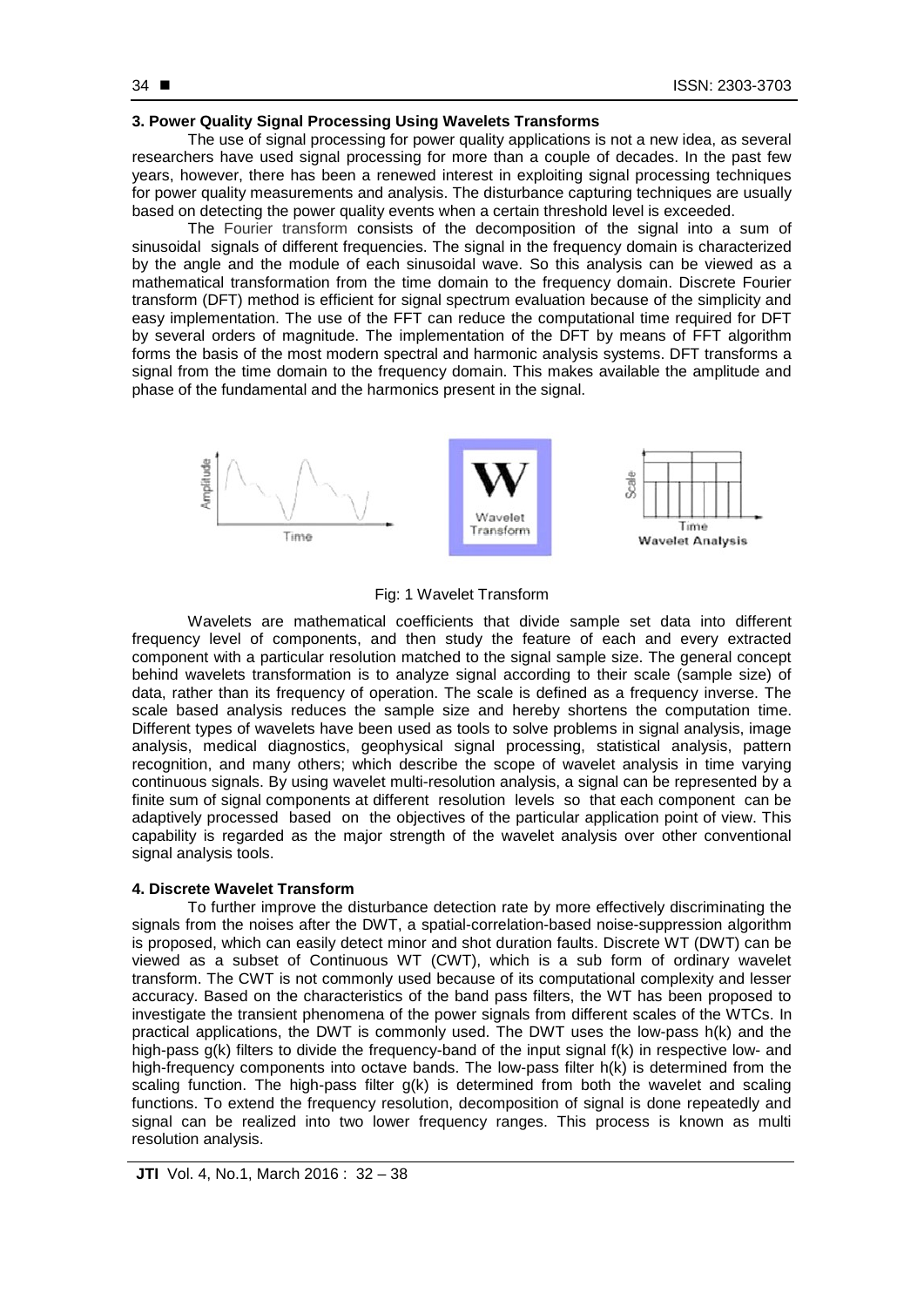### 3. Power Quality Signal Processing Using Wavelets Transforms

The use of signal processing for power quality applications is not a new idea, as several researchers have used signal processing for more than a couple of decades. In the past few years, however, there has been a renewed interest in exploiting signal processing techniques for power quality measurements and analysis. The disturbance capturing techniques are usually based on detecting the power quality events when a certain threshold level is exceeded.

The Fourier transform consists of the decomposition of the signal into a sum of sinusoidal signals of different frequencies. The signal in the frequency domain is characterized by the angle and the module of each sinusoidal wave. So this analysis can be viewed as a mathematical transformation from the time domain to the frequency domain. Discrete Fourier transform (DFT) method is efficient for signal spectrum evaluation because of the simplicity and easy implementation. The use of the FFT can reduce the computational time required for DFT by several orders of magnitude. The implementation of the DFT by means of FFT algorithm forms the basis of the most modern spectral and harmonic analysis systems. DFT transforms a signal from the time domain to the frequency domain. This makes available the amplitude and phase of the fundamental and the harmonics present in the signal.

Fig: 1 Wavelet Transform

Wavelets are mathematical coefficients that divide sample set data into different frequency level of components, and then study the feature of each and every extracted component with a particular resolution matched to the signal sample size. The general concept behind wavelets transformation is to analyze signal according to their scale (sample size) of data, rather than its frequency of operation. The scale is defined as a frequency inverse. The scale based analysis reduces the sample size and hereby shortens the computation time. Different types of wavelets have been used as tools to solve problems in signal analysis, image analysis, medical diagnostics, geophysical signal processing, statistical analysis, pattern recognition, and many others; which describe the scope of wavelet analysis in time varying continuous signals. By using wavelet multi-resolution analysis, a signal can be represented by a finite sum of signal components at different resolution levels so that each component can be adaptively processed based on the objectives of the particular application point of view. This capability is regarded as the major strength of the wavelet analysis over other conventional signal analysis tools.

### 4. Discrete Wavelet Transform

To further improve the disturbance detection rate by more effectively discriminating the signals from the noises after the DWT, a spatial-correlation-based noise-suppression algorithm is proposed, which can easily detect minor and shot duration faults. Discrete WT (DWT) can be viewed as a subset of Continuous WT (CWT), which is a sub form of ordinary wavelet transform. The CWT is not commonly used because of its computational complexity and lesser accuracy. Based on the characteristics of the band pass filters, the WT has been proposed to investigate the transient phenomena of the power signals from different scales of the WTCs. In practical applications, the DWT is commonly used. The DWT uses the low-pass $h(k)$ and the high-pass $g(k)$ filters to divide the frequency-band of the input signal $f(k)$ in respective low- and high-frequency components into octave bands. The low-pass filter $h(k)$ is determined from the scaling function. The high-pass filter $g(k)$ is determined from both the wavelet and scaling functions. To extend the frequency resolution, decomposition of signal is done repeatedly and signal can be realized into two lower frequency ranges. This process is known as multi resolution analysis.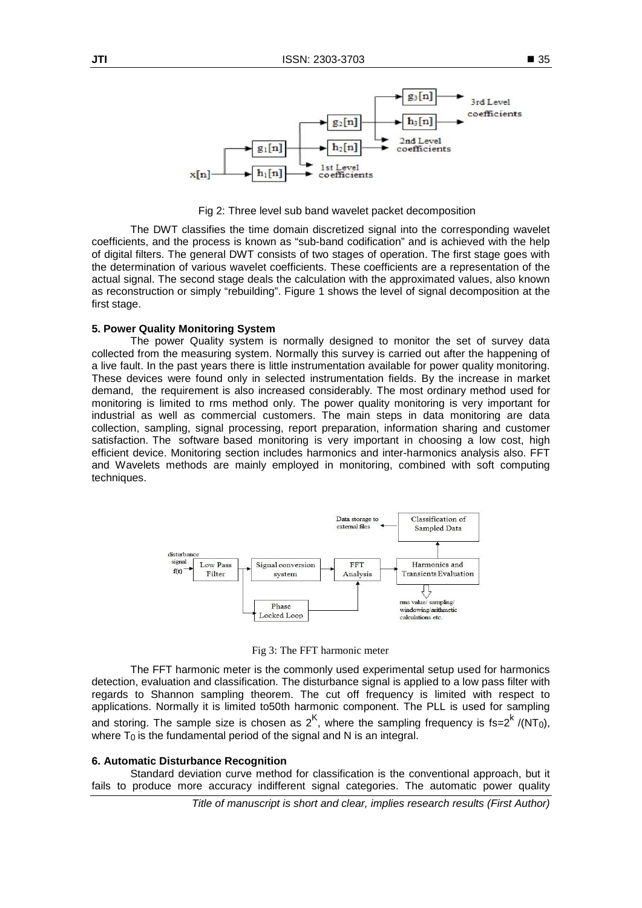Fig 2: Three level sub band wavelet packet decomposition

The DWT classifies the time domain discretized signal into the corresponding wavelet coefficients, and the process is known as "sub-band codification" and is achieved with the help of digital filters. The general DWT consists of two stages of operation. The first stage goes with the determination of various wavelet coefficients. These coefficients are a representation of the actual signal. The second stage deals the calculation with the approximated values, also known as reconstruction or simply "rebuilding". Figure 1 shows the level of signal decomposition at the first stage.

## 5. Power Quality Monitoring System

The power Quality system is normally designed to monitor the set of survey data collected from the measuring system. Normally this survey is carried out after the happening of a live fault. In the past years there is little instrumentation available for power quality monitoring. These devices were found only in selected instrumentation fields. By the increase in market demand, the requirement is also increased considerably. The most ordinary method used for monitoring is limited to rms method only. The power quality monitoring is very important for industrial as well as commercial customers. The main steps in data monitoring are data collection, sampling, signal processing, report preparation, information sharing and customer satisfaction. The software based monitoring is very important in choosing a low cost, high efficient device. Monitoring section includes harmonics and inter-harmonics analysis also. FFT and Wavelets methods are mainly employed in monitoring, combined with soft computing techniques.

Fig 3: The FFT harmonic meter

The FFT harmonic meter is the commonly used experimental setup used for harmonics detection, evaluation and classification. The disturbance signal is applied to a low pass filter with regards to Shannon sampling theorem. The cut off frequency is limited with respect to applications. Normally it is limited to50th harmonic component. The PLL is used for sampling and storing. The sample size is chosen as $2^K$, where the sampling frequency is $fs=2^k/(NT_0)$, where $T_0$ is the fundamental period of the signal and N is an integral.

## 6. Automatic Disturbance Recognition

Standard deviation curve method for classification is the conventional approach, but it fails to produce more accuracy indifferent signal categories. The automatic power quality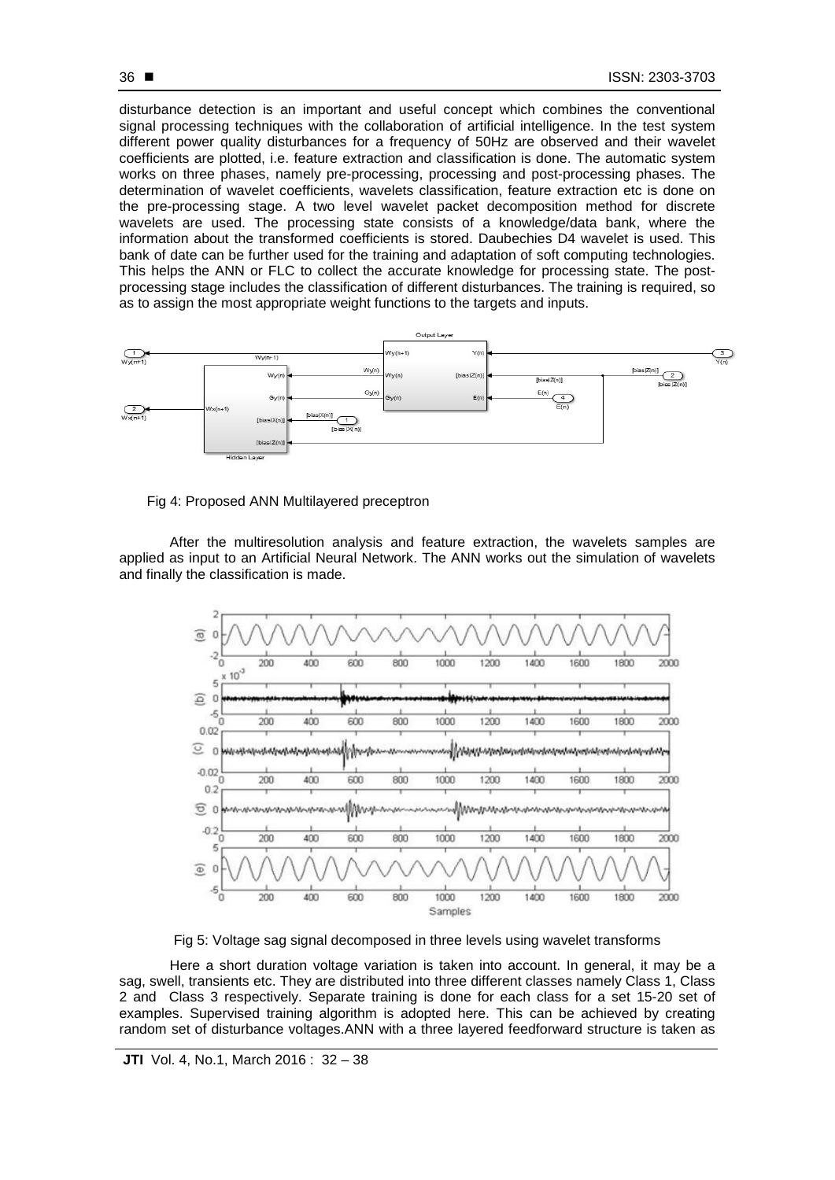disturbance detection is an important and useful concept which combines the conventional signal processing techniques with the collaboration of artificial intelligence. In the test system different power quality disturbances for a frequency of 50Hz are observed and their wavelet coefficients are plotted, i.e. feature extraction and classification is done. The automatic system works on three phases, namely pre-processing, processing and post-processing phases. The determination of wavelet coefficients, wavelets classification, feature extraction etc is done on the pre-processing stage. A two level wavelet packet decomposition method for discrete wavelets are used. The processing state consists of a knowledge/data bank, where the information about the transformed coefficients is stored. Daubechies D4 wavelet is used. This bank of date can be further used for the training and adaptation of soft computing technologies. This helps the ANN or FLC to collect the accurate knowledge for processing state. The post-processing stage includes the classification of different disturbances. The training is required, so as to assign the most appropriate weight functions to the targets and inputs.

Fig 4: Proposed ANN Multilayered preceptron

After the multiresolution analysis and feature extraction, the wavelets samples are applied as input to an Artificial Neural Network. The ANN works out the simulation of wavelets and finally the classification is made.

Fig 5: Voltage sag signal decomposed in three levels using wavelet transforms

Here a short duration voltage variation is taken into account. In general, it may be a sag, swell, transients etc. They are distributed into three different classes namely Class 1, Class 2 and Class 3 respectively. Separate training is done for each class for a set 15-20 set of examples. Supervised training algorithm is adopted here. This can be achieved by creating random set of disturbance voltages.ANN with a three layered feedforward structure is taken as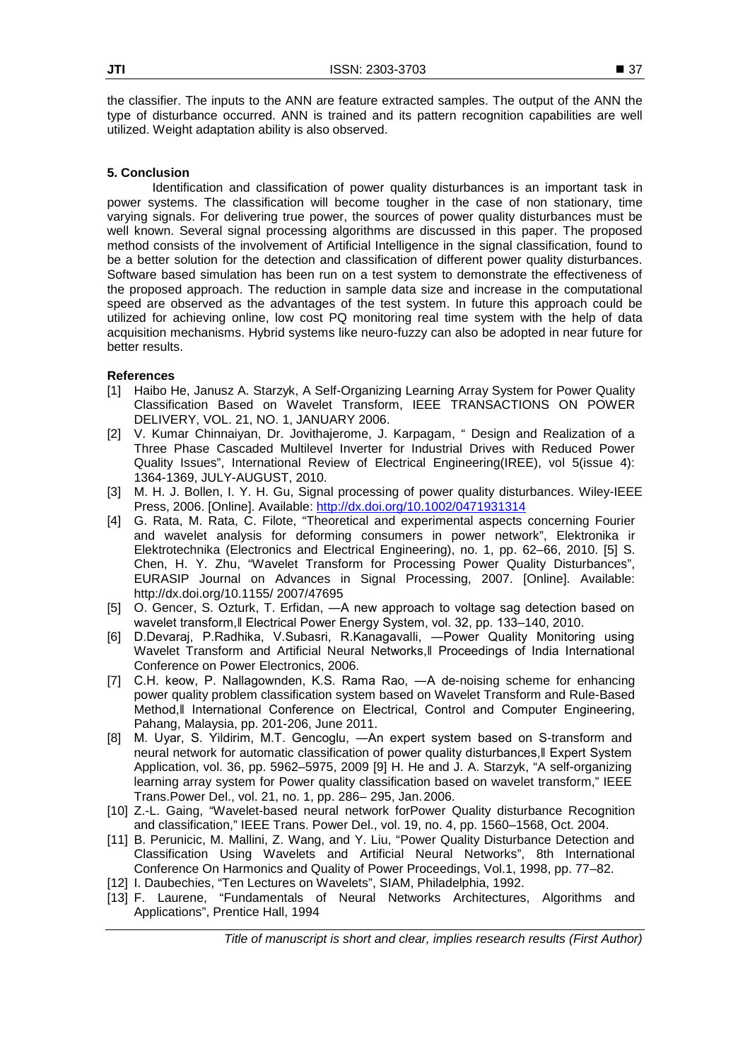the classifier. The inputs to the ANN are feature extracted samples. The output of the ANN the type of disturbance occurred. ANN is trained and its pattern recognition capabilities are well utilized. Weight adaptation ability is also observed.

### 5. Conclusion

Identification and classification of power quality disturbances is an important task in power systems. The classification will become tougher in the case of non stationary, time varying signals. For delivering true power, the sources of power quality disturbances must be well known. Several signal processing algorithms are discussed in this paper. The proposed method consists of the involvement of Artificial Intelligence in the signal classification, found to be a better solution for the detection and classification of different power quality disturbances. Software based simulation has been run on a test system to demonstrate the effectiveness of the proposed approach. The reduction in sample data size and increase in the computational speed are observed as the advantages of the test system. In future this approach could be utilized for achieving online, low cost PQ monitoring real time system with the help of data acquisition mechanisms. Hybrid systems like neuro-fuzzy can also be adopted in near future for better results.

### References

[1] Haibo He, Janusz A. Starzyk, A Self-Organizing Learning Array System for Power Quality Classification Based on Wavelet Transform, IEEE TRANSACTIONS ON POWER DELIVERY, VOL. 21, NO. 1, JANUARY 2006.

[2] V. Kumar Chinnaiyan, Dr. Jovithajerome, J. Karpagam, " Design and Realization of a Three Phase Cascaded Multilevel Inverter for Industrial Drives with Reduced Power Quality Issues", International Review of Electrical Engineering(IREE), vol 5(issue 4): 1364-1369, JULY-AUGUST, 2010.

[3] M. H. J. Bollen, I. Y. H. Gu, Signal processing of power quality disturbances. Wiley-IEEE Press, 2006. [Online]. Available: http://dx.doi.org/10.1002/0471931314

[4] G. Rata, M. Rata, C. Filote, "Theoretical and experimental aspects concerning Fourier and wavelet analysis for deforming consumers in power network", Elektronika ir Elektrotechnika (Electronics and Electrical Engineering), no. 1, pp. 62–66, 2010. [5] S. Chen, H. Y. Zhu, "Wavelet Transform for Processing Power Quality Disturbances", EURASIP Journal on Advances in Signal Processing, 2007. [Online]. Available: http://dx.doi.org/10.1155/ 2007/47695

[5] O. Gencer, S. Ozturk, T. Erfidan, ―A new approach to voltage sag detection based on wavelet transform,‖ Electrical Power Energy System, vol. 32, pp. 133–140, 2010.

[6] D.Devaraj, P.Radhika, V.Subasri, R.Kanagavalli, ―Power Quality Monitoring using Wavelet Transform and Artificial Neural Networks,‖ Proceedings of India International Conference on Power Electronics, 2006.

[7] C.H. keow, P. Nallagownden, K.S. Rama Rao, ―A de-noising scheme for enhancing power quality problem classification system based on Wavelet Transform and Rule-Based Method,‖ International Conference on Electrical, Control and Computer Engineering, Pahang, Malaysia, pp. 201-206, June 2011.

[8] M. Uyar, S. Yildirim, M.T. Gencoglu, ―An expert system based on S-transform and neural network for automatic classification of power quality disturbances,‖ Expert System Application, vol. 36, pp. 5962–5975, 2009 [9] H. He and J. A. Starzyk, "A self-organizing learning array system for Power quality classification based on wavelet transform," IEEE Trans.Power Del., vol. 21, no. 1, pp. 286– 295, Jan. 2006.

[10] Z.-L. Gaing, "Wavelet-based neural network forPower Quality disturbance Recognition and classification," IEEE Trans. Power Del., vol. 19, no. 4, pp. 1560–1568, Oct. 2004.

[11] B. Perunicic, M. Mallini, Z. Wang, and Y. Liu, "Power Quality Disturbance Detection and Classification Using Wavelets and Artificial Neural Networks", 8th International Conference On Harmonics and Quality of Power Proceedings, Vol.1, 1998, pp. 77–82.

[12] I. Daubechies, "Ten Lectures on Wavelets", SIAM, Philadelphia, 1992.

[13] F. Laurene, "Fundamentals of Neural Networks Architectures, Algorithms and Applications", Prentice Hall, 1994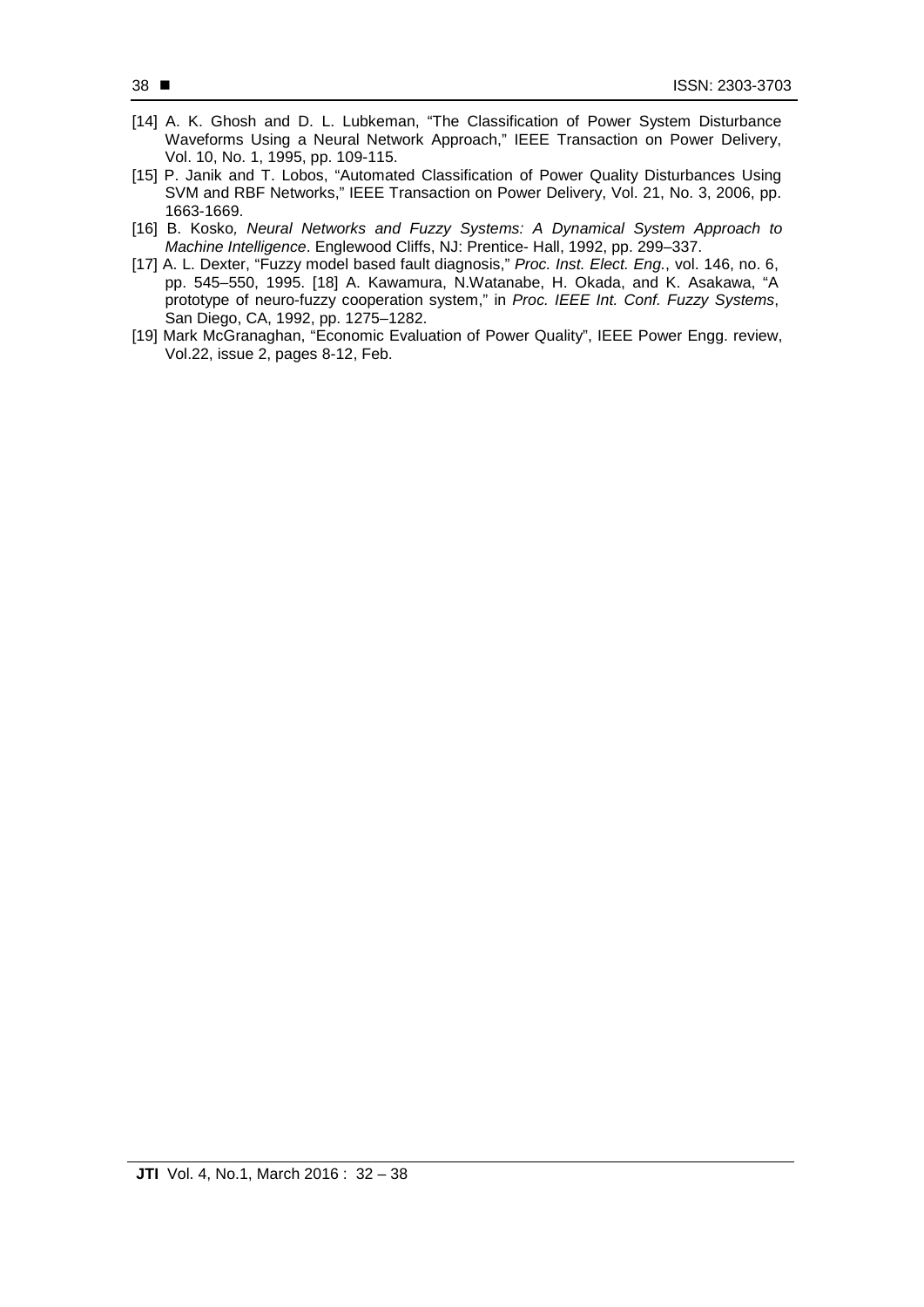[14] A. K. Ghosh and D. L. Lubkeman, "The Classification of Power System Disturbance Waveforms Using a Neural Network Approach," IEEE Transaction on Power Delivery, Vol. 10, No. 1, 1995, pp. 109-115.

[15] P. Janik and T. Lobos, "Automated Classification of Power Quality Disturbances Using SVM and RBF Networks," IEEE Transaction on Power Delivery, Vol. 21, No. 3, 2006, pp. 1663-1669.

[16] B. Kosko*, Neural Networks and Fuzzy Systems: A Dynamical System Approach to Machine Intelligence*. Englewood Cliffs, NJ: Prentice- Hall, 1992, pp. 299–337.

[17] A. L. Dexter, "Fuzzy model based fault diagnosis," *Proc. Inst. Elect. Eng.*, vol. 146, no. 6, pp. 545–550, 1995. [18] A. Kawamura, N.Watanabe, H. Okada, and K. Asakawa, "A prototype of neuro-fuzzy cooperation system," in *Proc. IEEE Int. Conf. Fuzzy Systems*, San Diego, CA, 1992, pp. 1275–1282.

[19] Mark McGranaghan, "Economic Evaluation of Power Quality", IEEE Power Engg. review, Vol.22, issue 2, pages 8-12, Feb.